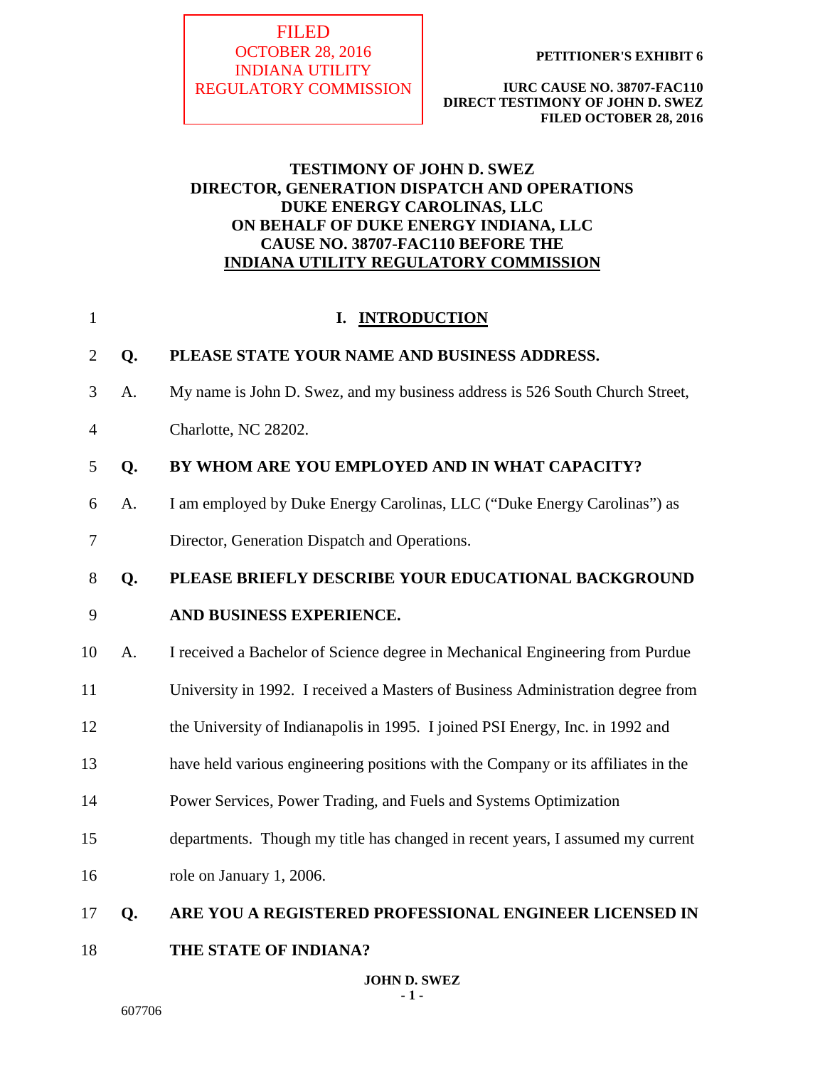FILED
OCTOBER 28, 2016
INDIANA UTILITY
REGULATORY COMMISSION

**PETITIONER'S EXHIBIT 6**

**IURC CAUSE NO. 38707-FAC110**
**DIRECT TESTIMONY OF JOHN D. SWEZ**
**FILED OCTOBER 28, 2016**

**TESTIMONY OF JOHN D. SWEZ**
**DIRECTOR, GENERATION DISPATCH AND OPERATIONS**
**DUKE ENERGY CAROLINAS, LLC**
**ON BEHALF OF DUKE ENERGY INDIANA, LLC**
**CAUSE NO. 38707-FAC110 BEFORE THE**
**INDIANA UTILITY REGULATORY COMMISSION**

## I. INTRODUCTION

**Q. PLEASE STATE YOUR NAME AND BUSINESS ADDRESS.**

A. My name is John D. Swez, and my business address is 526 South Church Street, Charlotte, NC 28202.

**Q. BY WHOM ARE YOU EMPLOYED AND IN WHAT CAPACITY?**

A. I am employed by Duke Energy Carolinas, LLC ("Duke Energy Carolinas") as Director, Generation Dispatch and Operations.

**Q. PLEASE BRIEFLY DESCRIBE YOUR EDUCATIONAL BACKGROUND AND BUSINESS EXPERIENCE.**

A. I received a Bachelor of Science degree in Mechanical Engineering from Purdue University in 1992. I received a Masters of Business Administration degree from the University of Indianapolis in 1995. I joined PSI Energy, Inc. in 1992 and have held various engineering positions with the Company or its affiliates in the Power Services, Power Trading, and Fuels and Systems Optimization departments. Though my title has changed in recent years, I assumed my current role on January 1, 2006.

**Q. ARE YOU A REGISTERED PROFESSIONAL ENGINEER LICENSED IN THE STATE OF INDIANA?**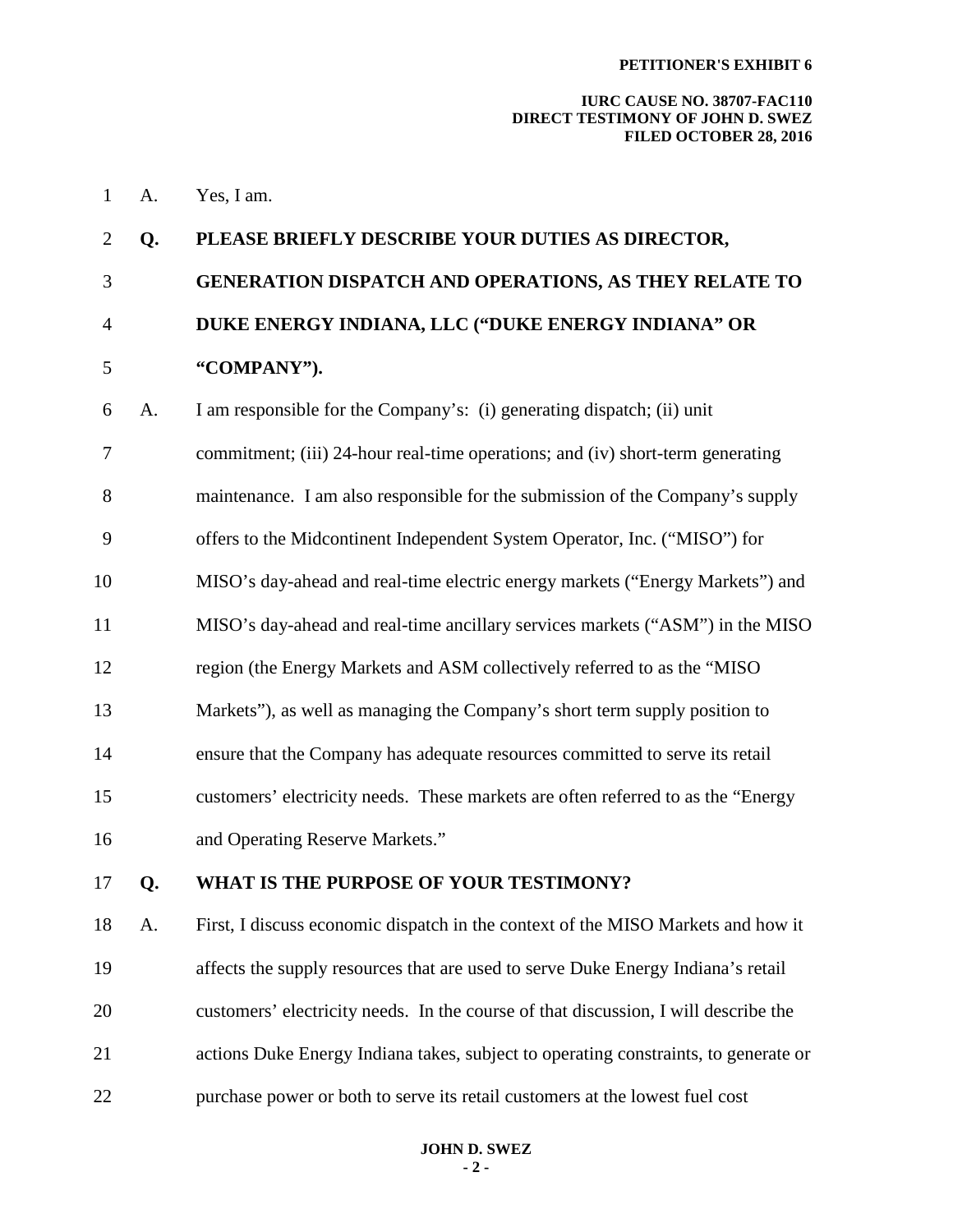A. Yes, I am.

**Q. PLEASE BRIEFLY DESCRIBE YOUR DUTIES AS DIRECTOR, GENERATION DISPATCH AND OPERATIONS, AS THEY RELATE TO DUKE ENERGY INDIANA, LLC ("DUKE ENERGY INDIANA" OR "COMPANY").**

A. I am responsible for the Company's: (i) generating dispatch; (ii) unit commitment; (iii) 24-hour real-time operations; and (iv) short-term generating maintenance. I am also responsible for the submission of the Company's supply offers to the Midcontinent Independent System Operator, Inc. ("MISO") for MISO's day-ahead and real-time electric energy markets ("Energy Markets") and MISO's day-ahead and real-time ancillary services markets ("ASM") in the MISO region (the Energy Markets and ASM collectively referred to as the "MISO Markets"), as well as managing the Company's short term supply position to ensure that the Company has adequate resources committed to serve its retail customers' electricity needs. These markets are often referred to as the "Energy and Operating Reserve Markets."

**Q. WHAT IS THE PURPOSE OF YOUR TESTIMONY?**

A. First, I discuss economic dispatch in the context of the MISO Markets and how it affects the supply resources that are used to serve Duke Energy Indiana's retail customers' electricity needs. In the course of that discussion, I will describe the actions Duke Energy Indiana takes, subject to operating constraints, to generate or purchase power or both to serve its retail customers at the lowest fuel cost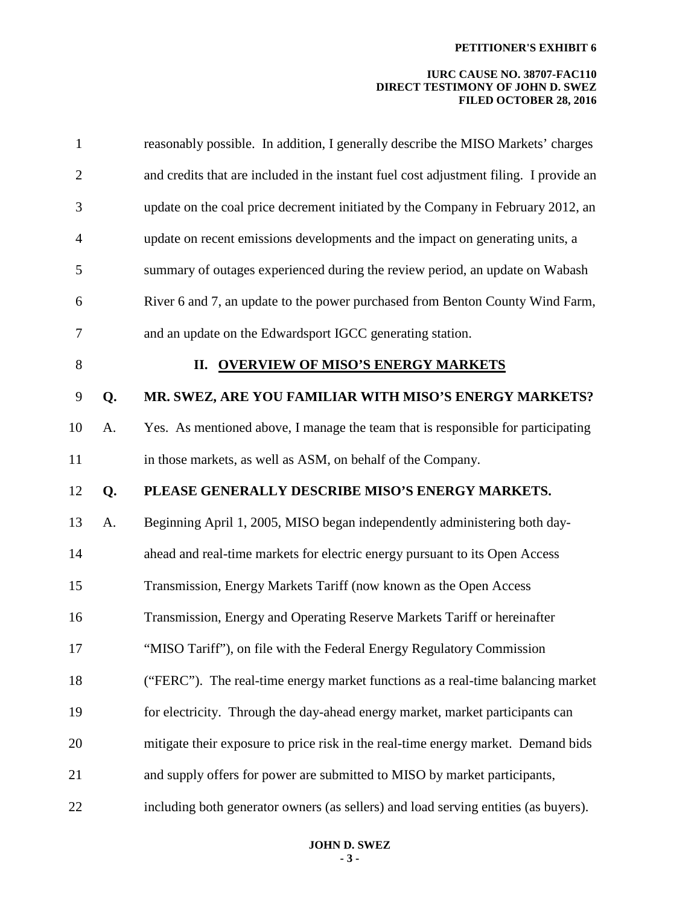reasonably possible. In addition, I generally describe the MISO Markets' charges and credits that are included in the instant fuel cost adjustment filing. I provide an update on the coal price decrement initiated by the Company in February 2012, an update on recent emissions developments and the impact on generating units, a summary of outages experienced during the review period, an update on Wabash River 6 and 7, an update to the power purchased from Benton County Wind Farm, and an update on the Edwardsport IGCC generating station.

## II. OVERVIEW OF MISO'S ENERGY MARKETS

**Q. MR. SWEZ, ARE YOU FAMILIAR WITH MISO'S ENERGY MARKETS?**

A. Yes. As mentioned above, I manage the team that is responsible for participating in those markets, as well as ASM, on behalf of the Company.

**Q. PLEASE GENERALLY DESCRIBE MISO'S ENERGY MARKETS.**

A. Beginning April 1, 2005, MISO began independently administering both day-ahead and real-time markets for electric energy pursuant to its Open Access Transmission, Energy Markets Tariff (now known as the Open Access Transmission, Energy and Operating Reserve Markets Tariff or hereinafter "MISO Tariff"), on file with the Federal Energy Regulatory Commission ("FERC"). The real-time energy market functions as a real-time balancing market for electricity. Through the day-ahead energy market, market participants can mitigate their exposure to price risk in the real-time energy market. Demand bids and supply offers for power are submitted to MISO by market participants, including both generator owners (as sellers) and load serving entities (as buyers).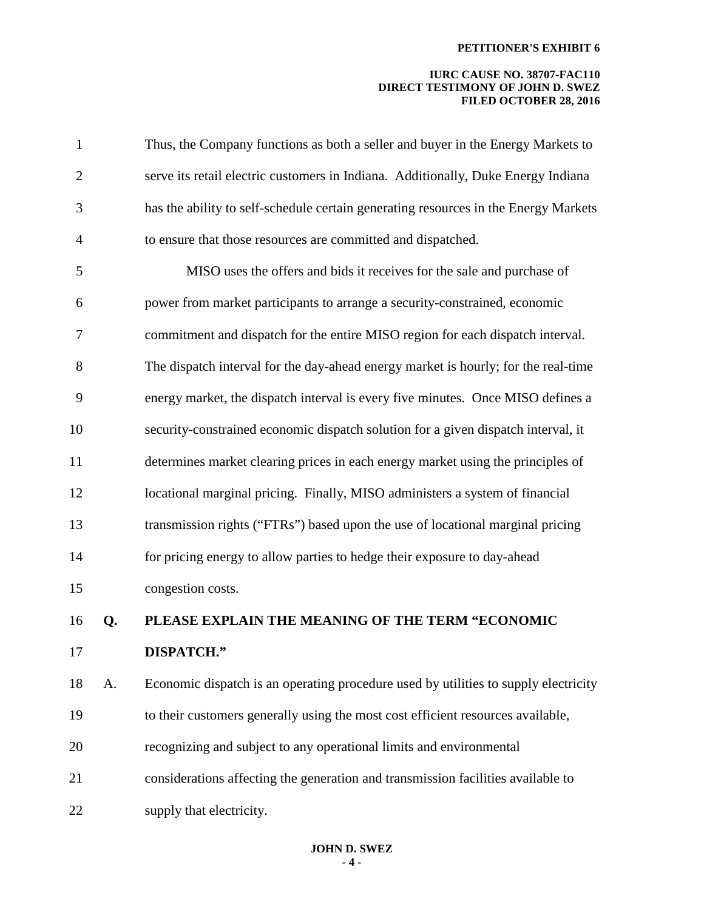Thus, the Company functions as both a seller and buyer in the Energy Markets to serve its retail electric customers in Indiana. Additionally, Duke Energy Indiana has the ability to self-schedule certain generating resources in the Energy Markets to ensure that those resources are committed and dispatched.

MISO uses the offers and bids it receives for the sale and purchase of power from market participants to arrange a security-constrained, economic commitment and dispatch for the entire MISO region for each dispatch interval. The dispatch interval for the day-ahead energy market is hourly; for the real-time energy market, the dispatch interval is every five minutes. Once MISO defines a security-constrained economic dispatch solution for a given dispatch interval, it determines market clearing prices in each energy market using the principles of locational marginal pricing. Finally, MISO administers a system of financial transmission rights ("FTRs") based upon the use of locational marginal pricing for pricing energy to allow parties to hedge their exposure to day-ahead congestion costs.

**Q. PLEASE EXPLAIN THE MEANING OF THE TERM "ECONOMIC DISPATCH."**

A. Economic dispatch is an operating procedure used by utilities to supply electricity to their customers generally using the most cost efficient resources available, recognizing and subject to any operational limits and environmental considerations affecting the generation and transmission facilities available to supply that electricity.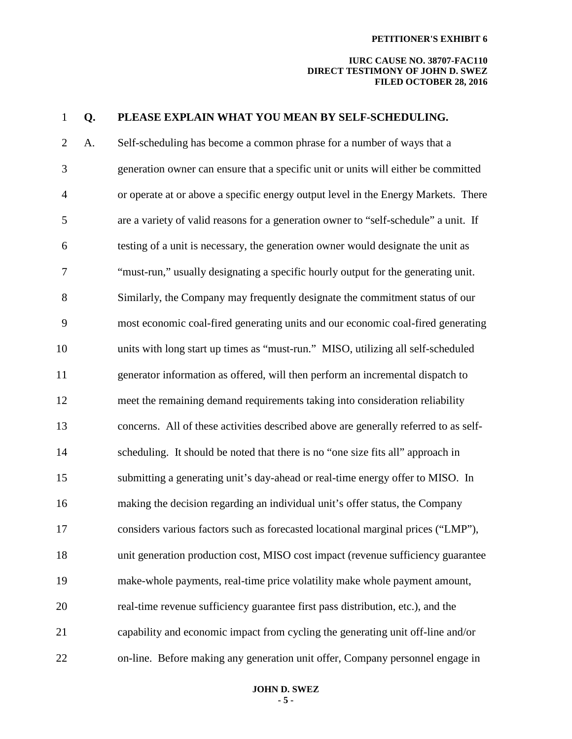**Q. PLEASE EXPLAIN WHAT YOU MEAN BY SELF-SCHEDULING.**

A. Self-scheduling has become a common phrase for a number of ways that a generation owner can ensure that a specific unit or units will either be committed or operate at or above a specific energy output level in the Energy Markets. There are a variety of valid reasons for a generation owner to "self-schedule" a unit. If testing of a unit is necessary, the generation owner would designate the unit as "must-run," usually designating a specific hourly output for the generating unit. Similarly, the Company may frequently designate the commitment status of our most economic coal-fired generating units and our economic coal-fired generating units with long start up times as "must-run." MISO, utilizing all self-scheduled generator information as offered, will then perform an incremental dispatch to meet the remaining demand requirements taking into consideration reliability concerns. All of these activities described above are generally referred to as self-scheduling. It should be noted that there is no "one size fits all" approach in submitting a generating unit's day-ahead or real-time energy offer to MISO. In making the decision regarding an individual unit's offer status, the Company considers various factors such as forecasted locational marginal prices ("LMP"), unit generation production cost, MISO cost impact (revenue sufficiency guarantee make-whole payments, real-time price volatility make whole payment amount, real-time revenue sufficiency guarantee first pass distribution, etc.), and the capability and economic impact from cycling the generating unit off-line and/or on-line. Before making any generation unit offer, Company personnel engage in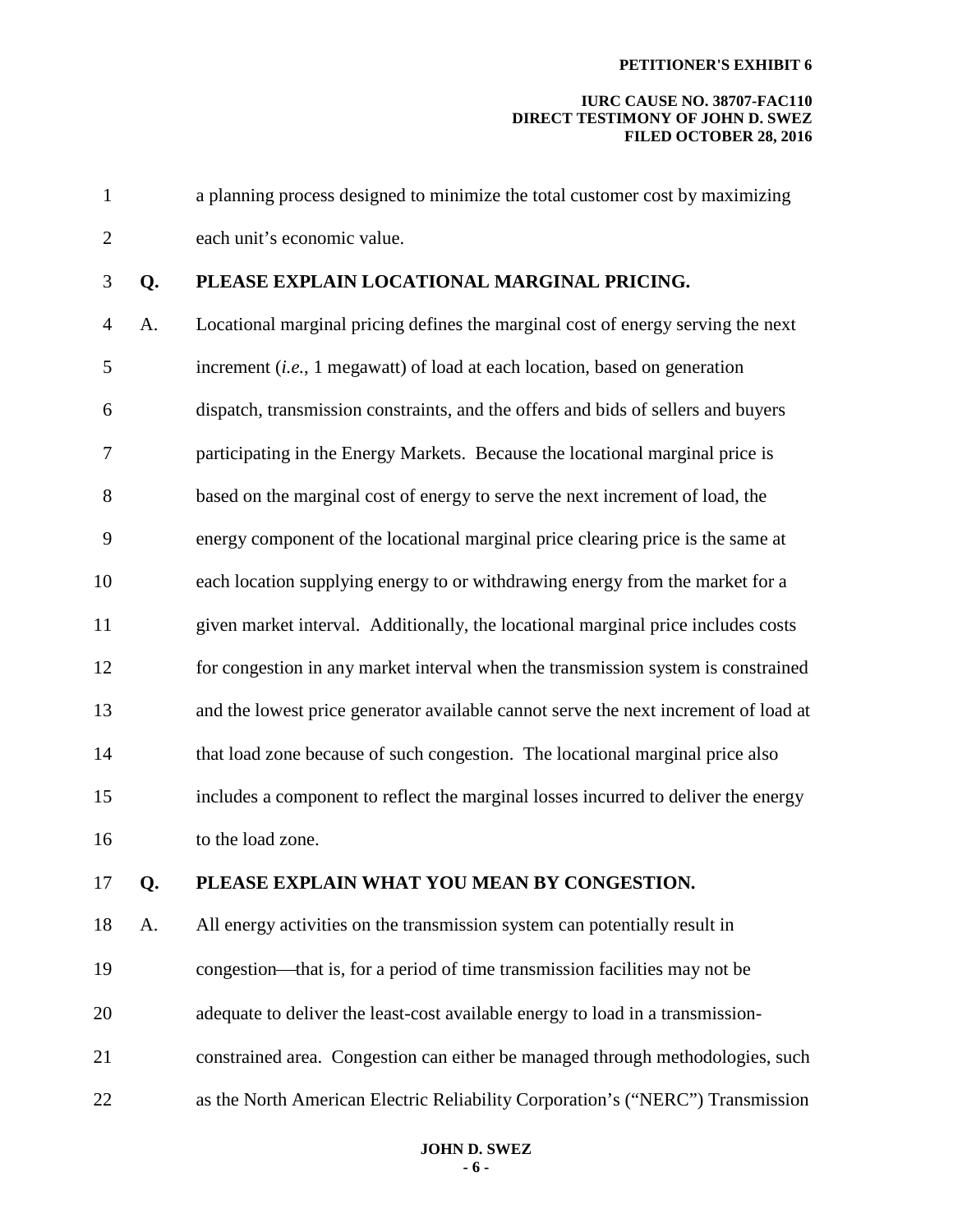a planning process designed to minimize the total customer cost by maximizing each unit's economic value.

**Q. PLEASE EXPLAIN LOCATIONAL MARGINAL PRICING.**

A. Locational marginal pricing defines the marginal cost of energy serving the next increment (*i.e.*, 1 megawatt) of load at each location, based on generation dispatch, transmission constraints, and the offers and bids of sellers and buyers participating in the Energy Markets. Because the locational marginal price is based on the marginal cost of energy to serve the next increment of load, the energy component of the locational marginal price clearing price is the same at each location supplying energy to or withdrawing energy from the market for a given market interval. Additionally, the locational marginal price includes costs for congestion in any market interval when the transmission system is constrained and the lowest price generator available cannot serve the next increment of load at that load zone because of such congestion. The locational marginal price also includes a component to reflect the marginal losses incurred to deliver the energy to the load zone.

**Q. PLEASE EXPLAIN WHAT YOU MEAN BY CONGESTION.**

A. All energy activities on the transmission system can potentially result in congestion—that is, for a period of time transmission facilities may not be adequate to deliver the least-cost available energy to load in a transmission-constrained area. Congestion can either be managed through methodologies, such as the North American Electric Reliability Corporation's ("NERC") Transmission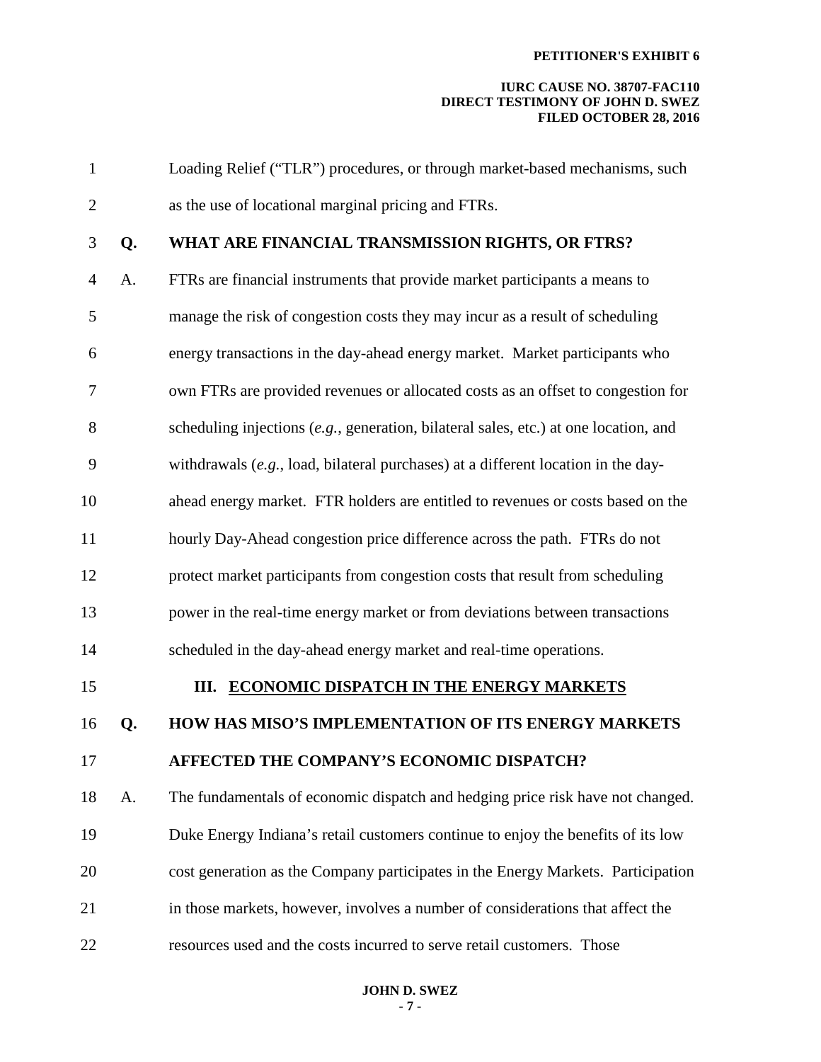Loading Relief ("TLR") procedures, or through market-based mechanisms, such as the use of locational marginal pricing and FTRs.

**Q. WHAT ARE FINANCIAL TRANSMISSION RIGHTS, OR FTRS?**

A. FTRs are financial instruments that provide market participants a means to manage the risk of congestion costs they may incur as a result of scheduling energy transactions in the day-ahead energy market. Market participants who own FTRs are provided revenues or allocated costs as an offset to congestion for scheduling injections (*e.g.*, generation, bilateral sales, etc.) at one location, and withdrawals (*e.g.*, load, bilateral purchases) at a different location in the day-ahead energy market. FTR holders are entitled to revenues or costs based on the hourly Day-Ahead congestion price difference across the path. FTRs do not protect market participants from congestion costs that result from scheduling power in the real-time energy market or from deviations between transactions scheduled in the day-ahead energy market and real-time operations.

## III. ECONOMIC DISPATCH IN THE ENERGY MARKETS

**Q. HOW HAS MISO'S IMPLEMENTATION OF ITS ENERGY MARKETS AFFECTED THE COMPANY'S ECONOMIC DISPATCH?**

A. The fundamentals of economic dispatch and hedging price risk have not changed. Duke Energy Indiana's retail customers continue to enjoy the benefits of its low cost generation as the Company participates in the Energy Markets. Participation in those markets, however, involves a number of considerations that affect the resources used and the costs incurred to serve retail customers. Those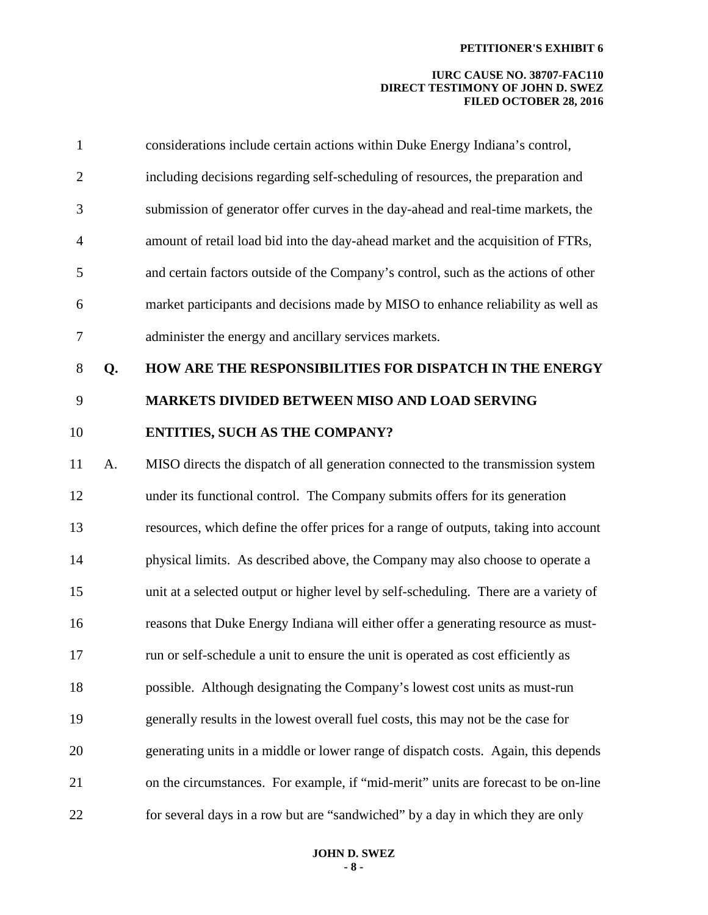considerations include certain actions within Duke Energy Indiana's control, including decisions regarding self-scheduling of resources, the preparation and submission of generator offer curves in the day-ahead and real-time markets, the amount of retail load bid into the day-ahead market and the acquisition of FTRs, and certain factors outside of the Company's control, such as the actions of other market participants and decisions made by MISO to enhance reliability as well as administer the energy and ancillary services markets.

**Q. HOW ARE THE RESPONSIBILITIES FOR DISPATCH IN THE ENERGY MARKETS DIVIDED BETWEEN MISO AND LOAD SERVING ENTITIES, SUCH AS THE COMPANY?**

A. MISO directs the dispatch of all generation connected to the transmission system under its functional control. The Company submits offers for its generation resources, which define the offer prices for a range of outputs, taking into account physical limits. As described above, the Company may also choose to operate a unit at a selected output or higher level by self-scheduling. There are a variety of reasons that Duke Energy Indiana will either offer a generating resource as must-run or self-schedule a unit to ensure the unit is operated as cost efficiently as possible. Although designating the Company's lowest cost units as must-run generally results in the lowest overall fuel costs, this may not be the case for generating units in a middle or lower range of dispatch costs. Again, this depends on the circumstances. For example, if "mid-merit" units are forecast to be on-line for several days in a row but are "sandwiched" by a day in which they are only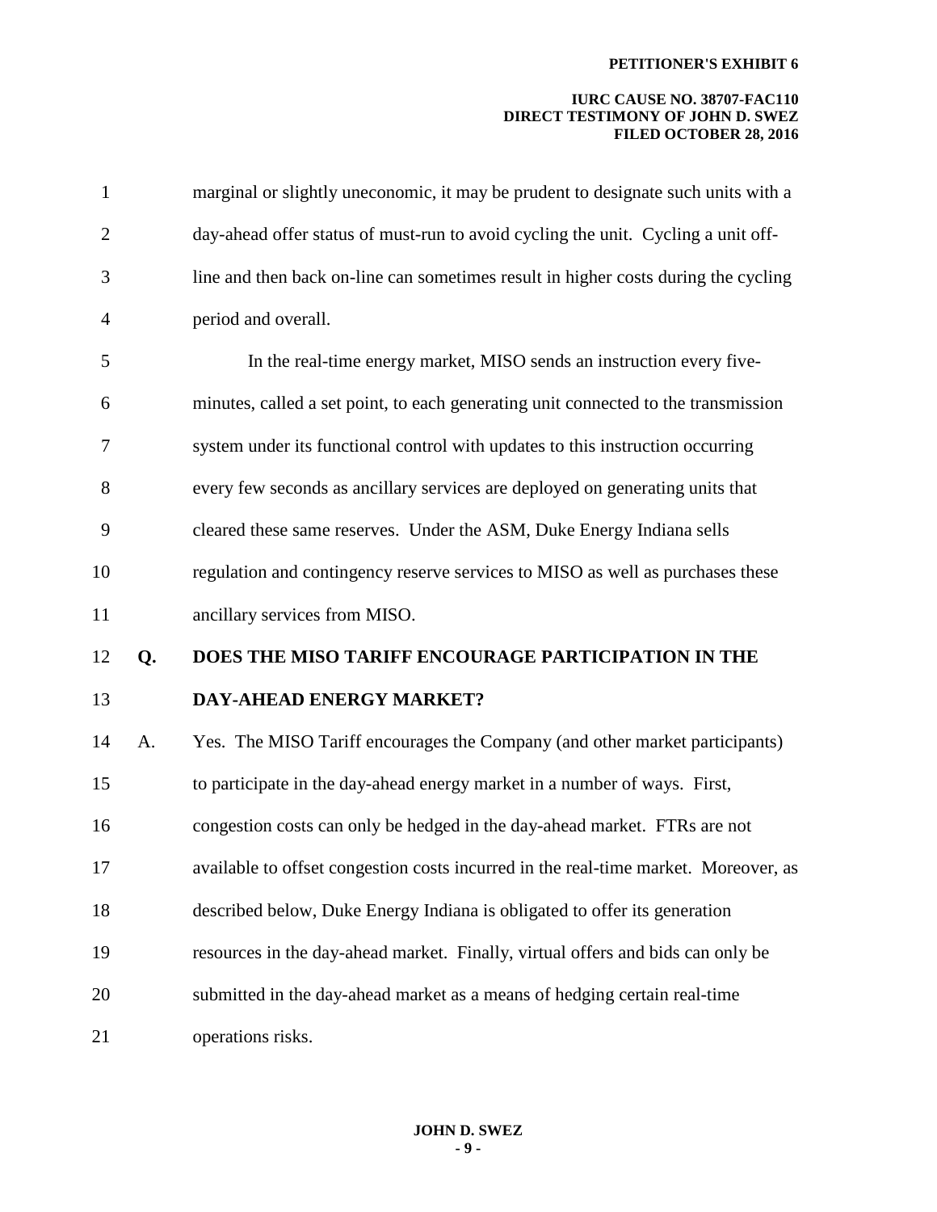marginal or slightly uneconomic, it may be prudent to designate such units with a day-ahead offer status of must-run to avoid cycling the unit. Cycling a unit off-line and then back on-line can sometimes result in higher costs during the cycling period and overall.

In the real-time energy market, MISO sends an instruction every five-minutes, called a set point, to each generating unit connected to the transmission system under its functional control with updates to this instruction occurring every few seconds as ancillary services are deployed on generating units that cleared these same reserves. Under the ASM, Duke Energy Indiana sells regulation and contingency reserve services to MISO as well as purchases these ancillary services from MISO.

**Q. DOES THE MISO TARIFF ENCOURAGE PARTICIPATION IN THE DAY-AHEAD ENERGY MARKET?**

A. Yes. The MISO Tariff encourages the Company (and other market participants) to participate in the day-ahead energy market in a number of ways. First, congestion costs can only be hedged in the day-ahead market. FTRs are not available to offset congestion costs incurred in the real-time market. Moreover, as described below, Duke Energy Indiana is obligated to offer its generation resources in the day-ahead market. Finally, virtual offers and bids can only be submitted in the day-ahead market as a means of hedging certain real-time operations risks.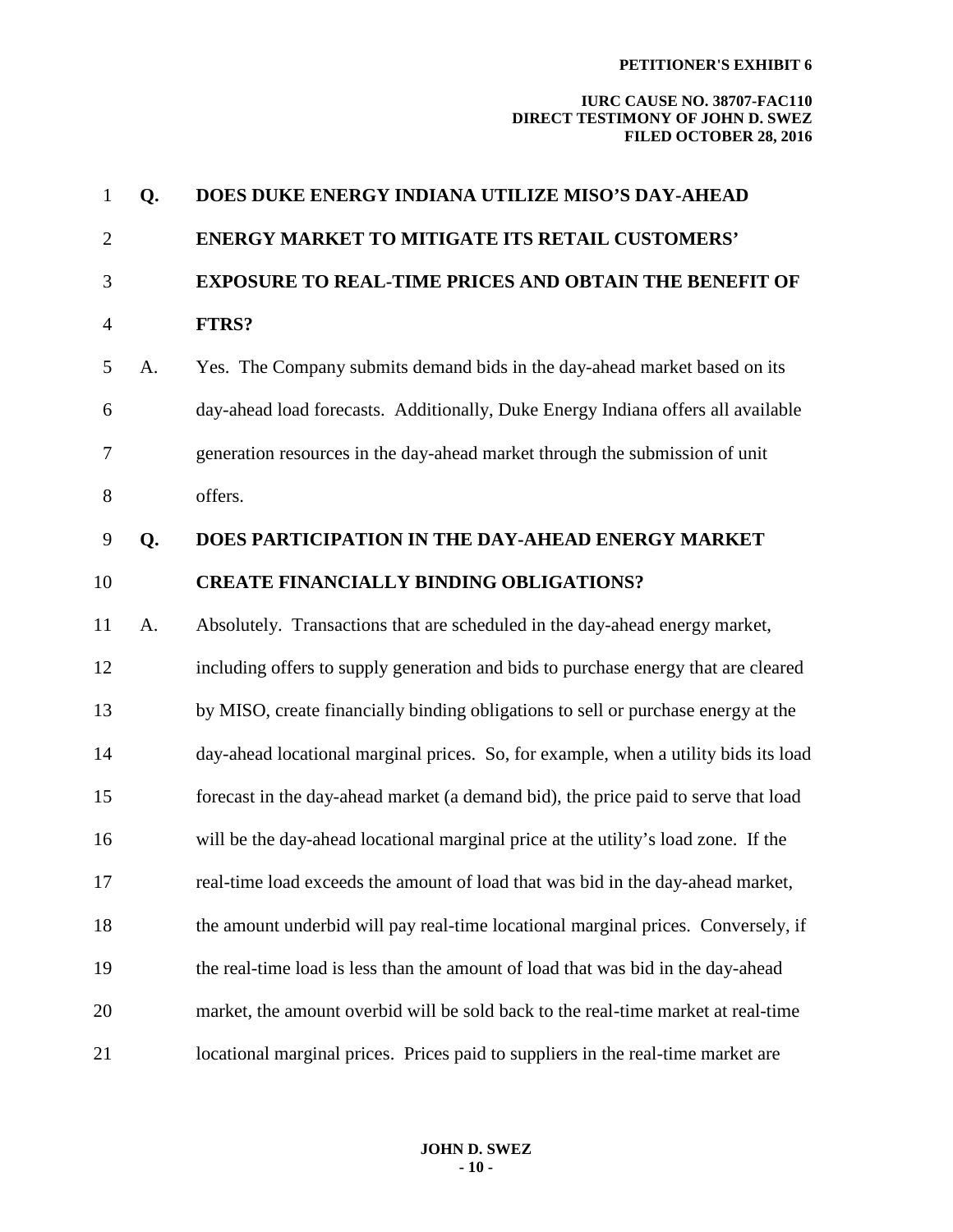**Q. DOES DUKE ENERGY INDIANA UTILIZE MISO'S DAY-AHEAD ENERGY MARKET TO MITIGATE ITS RETAIL CUSTOMERS' EXPOSURE TO REAL-TIME PRICES AND OBTAIN THE BENEFIT OF FTRS?**

A. Yes. The Company submits demand bids in the day-ahead market based on its day-ahead load forecasts. Additionally, Duke Energy Indiana offers all available generation resources in the day-ahead market through the submission of unit offers.

**Q. DOES PARTICIPATION IN THE DAY-AHEAD ENERGY MARKET CREATE FINANCIALLY BINDING OBLIGATIONS?**

A. Absolutely. Transactions that are scheduled in the day-ahead energy market, including offers to supply generation and bids to purchase energy that are cleared by MISO, create financially binding obligations to sell or purchase energy at the day-ahead locational marginal prices. So, for example, when a utility bids its load forecast in the day-ahead market (a demand bid), the price paid to serve that load will be the day-ahead locational marginal price at the utility's load zone. If the real-time load exceeds the amount of load that was bid in the day-ahead market, the amount underbid will pay real-time locational marginal prices. Conversely, if the real-time load is less than the amount of load that was bid in the day-ahead market, the amount overbid will be sold back to the real-time market at real-time locational marginal prices. Prices paid to suppliers in the real-time market are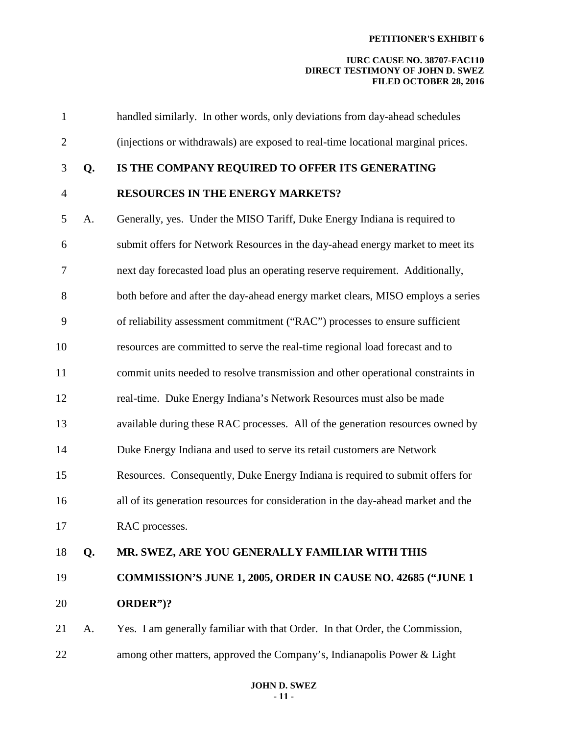handled similarly. In other words, only deviations from day-ahead schedules (injections or withdrawals) are exposed to real-time locational marginal prices.

**Q. IS THE COMPANY REQUIRED TO OFFER ITS GENERATING RESOURCES IN THE ENERGY MARKETS?**

A. Generally, yes. Under the MISO Tariff, Duke Energy Indiana is required to submit offers for Network Resources in the day-ahead energy market to meet its next day forecasted load plus an operating reserve requirement. Additionally, both before and after the day-ahead energy market clears, MISO employs a series of reliability assessment commitment ("RAC") processes to ensure sufficient resources are committed to serve the real-time regional load forecast and to commit units needed to resolve transmission and other operational constraints in real-time. Duke Energy Indiana's Network Resources must also be made available during these RAC processes. All of the generation resources owned by Duke Energy Indiana and used to serve its retail customers are Network Resources. Consequently, Duke Energy Indiana is required to submit offers for all of its generation resources for consideration in the day-ahead market and the RAC processes.

**Q. MR. SWEZ, ARE YOU GENERALLY FAMILIAR WITH THIS COMMISSION'S JUNE 1, 2005, ORDER IN CAUSE NO. 42685 ("JUNE 1 ORDER")?**

A. Yes. I am generally familiar with that Order. In that Order, the Commission, among other matters, approved the Company's, Indianapolis Power & Light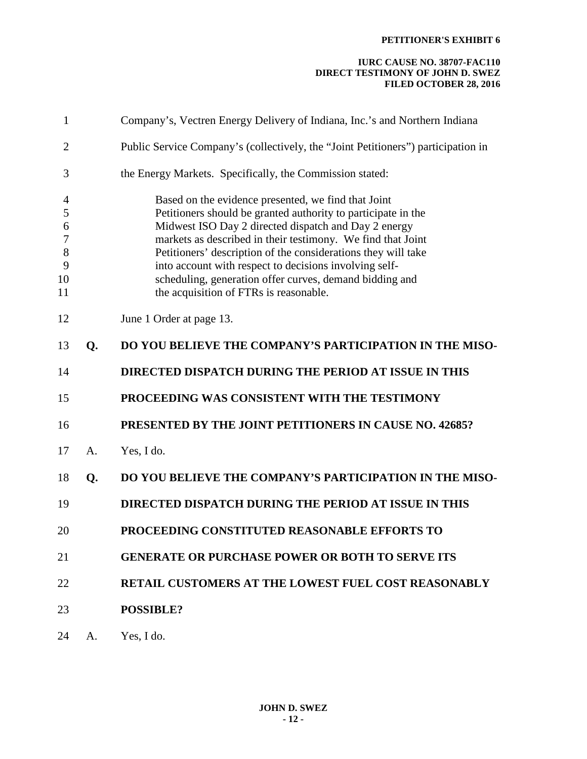Company's, Vectren Energy Delivery of Indiana, Inc.'s and Northern Indiana Public Service Company's (collectively, the "Joint Petitioners") participation in the Energy Markets. Specifically, the Commission stated:

> Based on the evidence presented, we find that Joint Petitioners should be granted authority to participate in the Midwest ISO Day 2 directed dispatch and Day 2 energy markets as described in their testimony. We find that Joint Petitioners' description of the considerations they will take into account with respect to decisions involving self-scheduling, generation offer curves, demand bidding and the acquisition of FTRs is reasonable.

June 1 Order at page 13.

**Q. DO YOU BELIEVE THE COMPANY'S PARTICIPATION IN THE MISO-DIRECTED DISPATCH DURING THE PERIOD AT ISSUE IN THIS PROCEEDING WAS CONSISTENT WITH THE TESTIMONY PRESENTED BY THE JOINT PETITIONERS IN CAUSE NO. 42685?**

A. Yes, I do.

**Q. DO YOU BELIEVE THE COMPANY'S PARTICIPATION IN THE MISO-DIRECTED DISPATCH DURING THE PERIOD AT ISSUE IN THIS PROCEEDING CONSTITUTED REASONABLE EFFORTS TO GENERATE OR PURCHASE POWER OR BOTH TO SERVE ITS RETAIL CUSTOMERS AT THE LOWEST FUEL COST REASONABLY POSSIBLE?**

A. Yes, I do.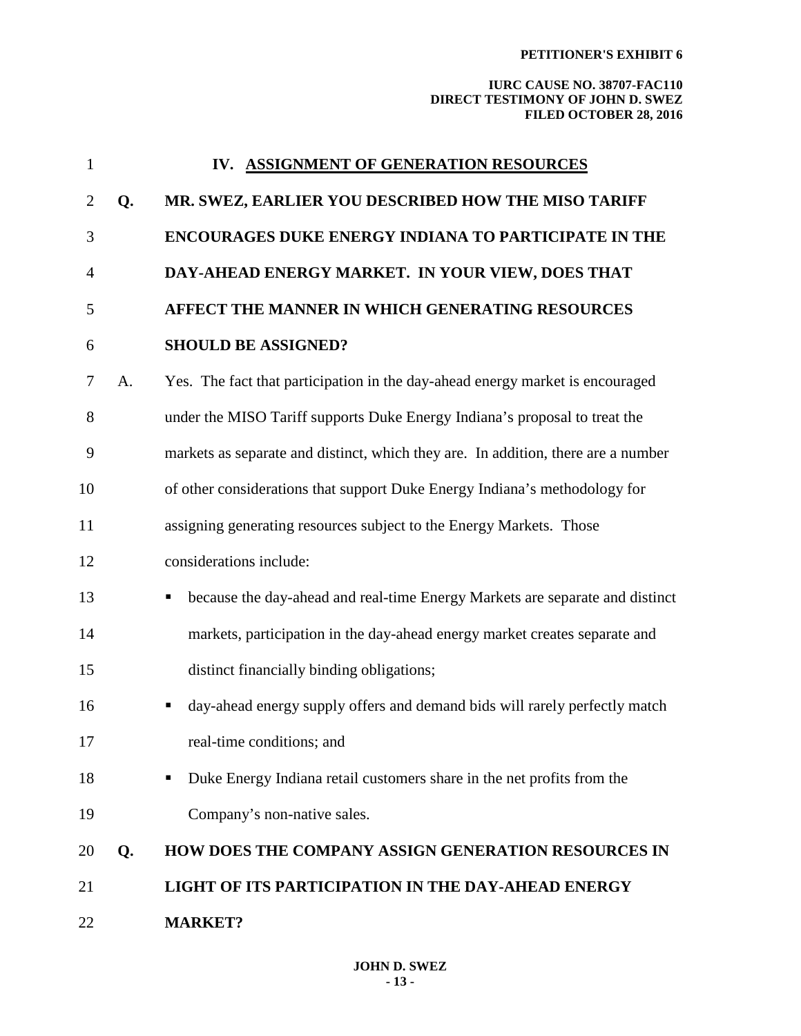## IV. ASSIGNMENT OF GENERATION RESOURCES

**Q. MR. SWEZ, EARLIER YOU DESCRIBED HOW THE MISO TARIFF ENCOURAGES DUKE ENERGY INDIANA TO PARTICIPATE IN THE DAY-AHEAD ENERGY MARKET. IN YOUR VIEW, DOES THAT AFFECT THE MANNER IN WHICH GENERATING RESOURCES SHOULD BE ASSIGNED?**

A. Yes. The fact that participation in the day-ahead energy market is encouraged under the MISO Tariff supports Duke Energy Indiana's proposal to treat the markets as separate and distinct, which they are. In addition, there are a number of other considerations that support Duke Energy Indiana's methodology for assigning generating resources subject to the Energy Markets. Those considerations include:

- because the day-ahead and real-time Energy Markets are separate and distinct markets, participation in the day-ahead energy market creates separate and distinct financially binding obligations;
- day-ahead energy supply offers and demand bids will rarely perfectly match real-time conditions; and
- Duke Energy Indiana retail customers share in the net profits from the Company's non-native sales.

**Q. HOW DOES THE COMPANY ASSIGN GENERATION RESOURCES IN LIGHT OF ITS PARTICIPATION IN THE DAY-AHEAD ENERGY MARKET?**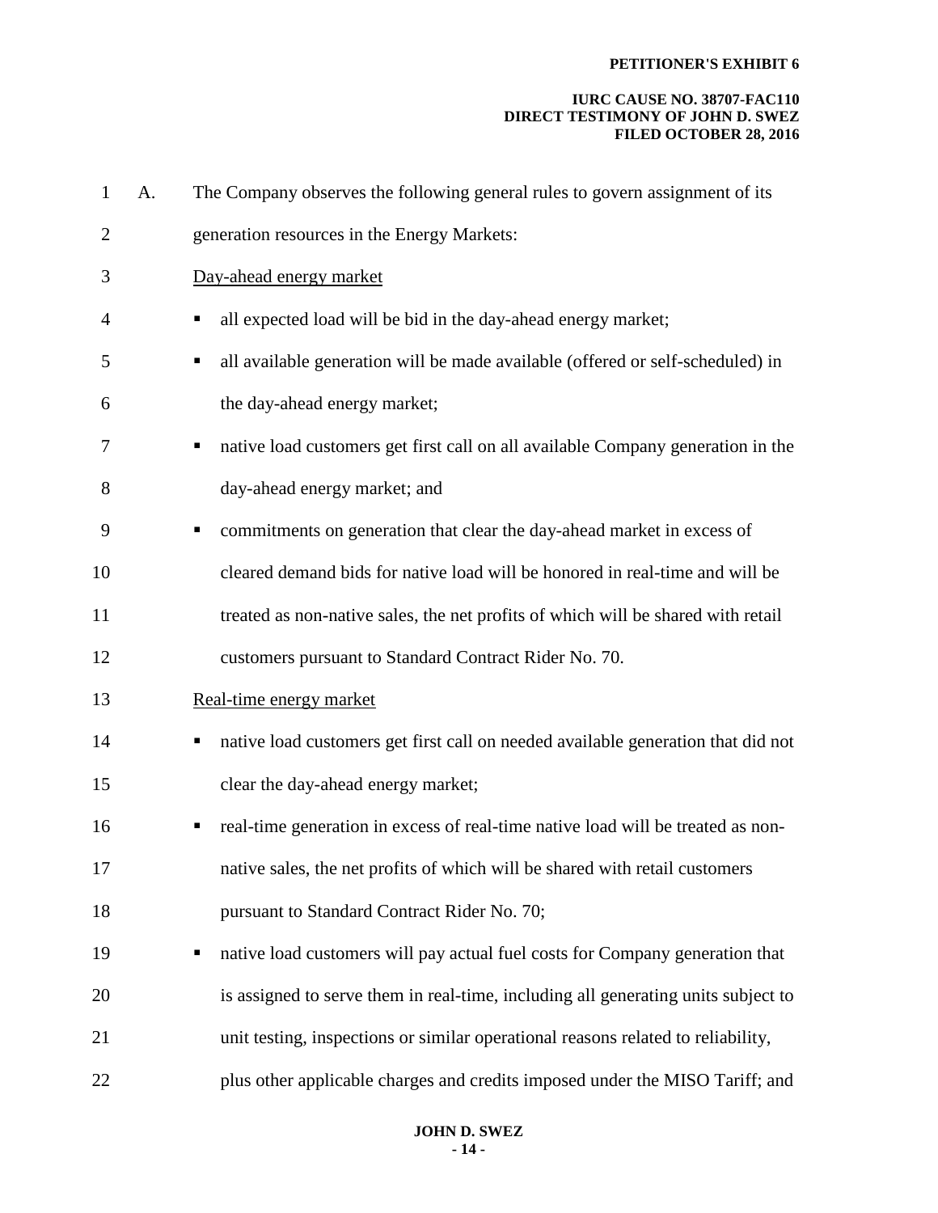A. The Company observes the following general rules to govern assignment of its generation resources in the Energy Markets:

Day-ahead energy market

- all expected load will be bid in the day-ahead energy market;
- all available generation will be made available (offered or self-scheduled) in the day-ahead energy market;
- native load customers get first call on all available Company generation in the day-ahead energy market; and
- commitments on generation that clear the day-ahead market in excess of cleared demand bids for native load will be honored in real-time and will be treated as non-native sales, the net profits of which will be shared with retail customers pursuant to Standard Contract Rider No. 70.

Real-time energy market

- native load customers get first call on needed available generation that did not clear the day-ahead energy market;
- real-time generation in excess of real-time native load will be treated as non-native sales, the net profits of which will be shared with retail customers pursuant to Standard Contract Rider No. 70;
- native load customers will pay actual fuel costs for Company generation that is assigned to serve them in real-time, including all generating units subject to unit testing, inspections or similar operational reasons related to reliability, plus other applicable charges and credits imposed under the MISO Tariff; and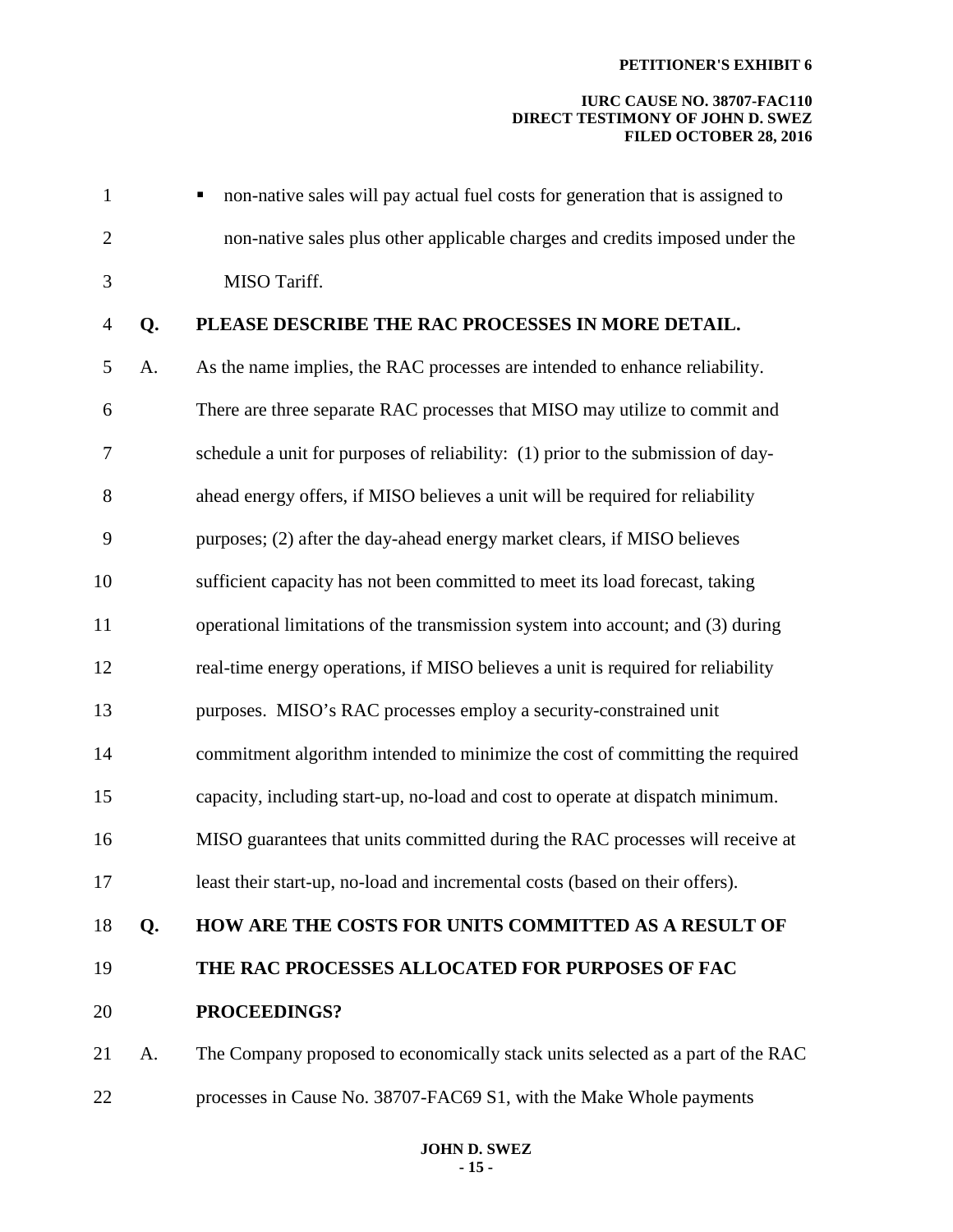- non-native sales will pay actual fuel costs for generation that is assigned to non-native sales plus other applicable charges and credits imposed under the MISO Tariff.

**Q. PLEASE DESCRIBE THE RAC PROCESSES IN MORE DETAIL.**

A. As the name implies, the RAC processes are intended to enhance reliability. There are three separate RAC processes that MISO may utilize to commit and schedule a unit for purposes of reliability: (1) prior to the submission of day-ahead energy offers, if MISO believes a unit will be required for reliability purposes; (2) after the day-ahead energy market clears, if MISO believes sufficient capacity has not been committed to meet its load forecast, taking operational limitations of the transmission system into account; and (3) during real-time energy operations, if MISO believes a unit is required for reliability purposes. MISO's RAC processes employ a security-constrained unit commitment algorithm intended to minimize the cost of committing the required capacity, including start-up, no-load and cost to operate at dispatch minimum. MISO guarantees that units committed during the RAC processes will receive at least their start-up, no-load and incremental costs (based on their offers).

**Q. HOW ARE THE COSTS FOR UNITS COMMITTED AS A RESULT OF THE RAC PROCESSES ALLOCATED FOR PURPOSES OF FAC PROCEEDINGS?**

A. The Company proposed to economically stack units selected as a part of the RAC processes in Cause No. 38707-FAC69 S1, with the Make Whole payments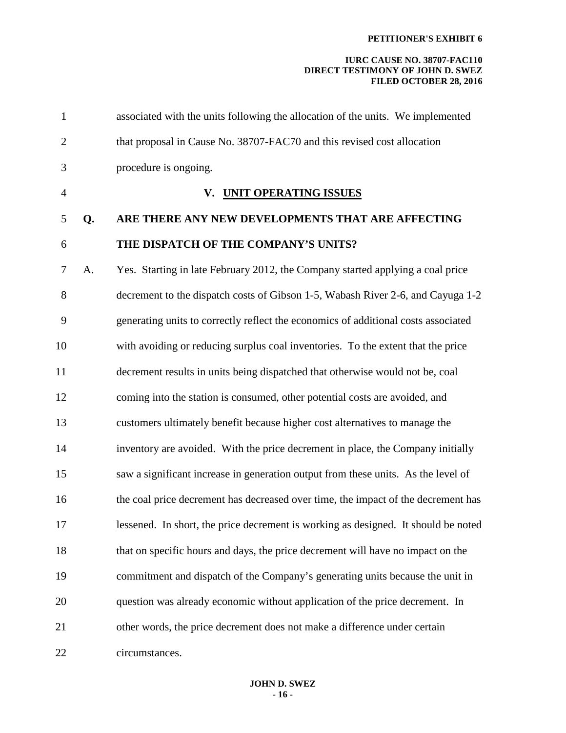associated with the units following the allocation of the units. We implemented that proposal in Cause No. 38707-FAC70 and this revised cost allocation procedure is ongoing.

## V. UNIT OPERATING ISSUES

**Q. ARE THERE ANY NEW DEVELOPMENTS THAT ARE AFFECTING THE DISPATCH OF THE COMPANY'S UNITS?**

A. Yes. Starting in late February 2012, the Company started applying a coal price decrement to the dispatch costs of Gibson 1-5, Wabash River 2-6, and Cayuga 1-2 generating units to correctly reflect the economics of additional costs associated with avoiding or reducing surplus coal inventories. To the extent that the price decrement results in units being dispatched that otherwise would not be, coal coming into the station is consumed, other potential costs are avoided, and customers ultimately benefit because higher cost alternatives to manage the inventory are avoided. With the price decrement in place, the Company initially saw a significant increase in generation output from these units. As the level of the coal price decrement has decreased over time, the impact of the decrement has lessened. In short, the price decrement is working as designed. It should be noted that on specific hours and days, the price decrement will have no impact on the commitment and dispatch of the Company's generating units because the unit in question was already economic without application of the price decrement. In other words, the price decrement does not make a difference under certain circumstances.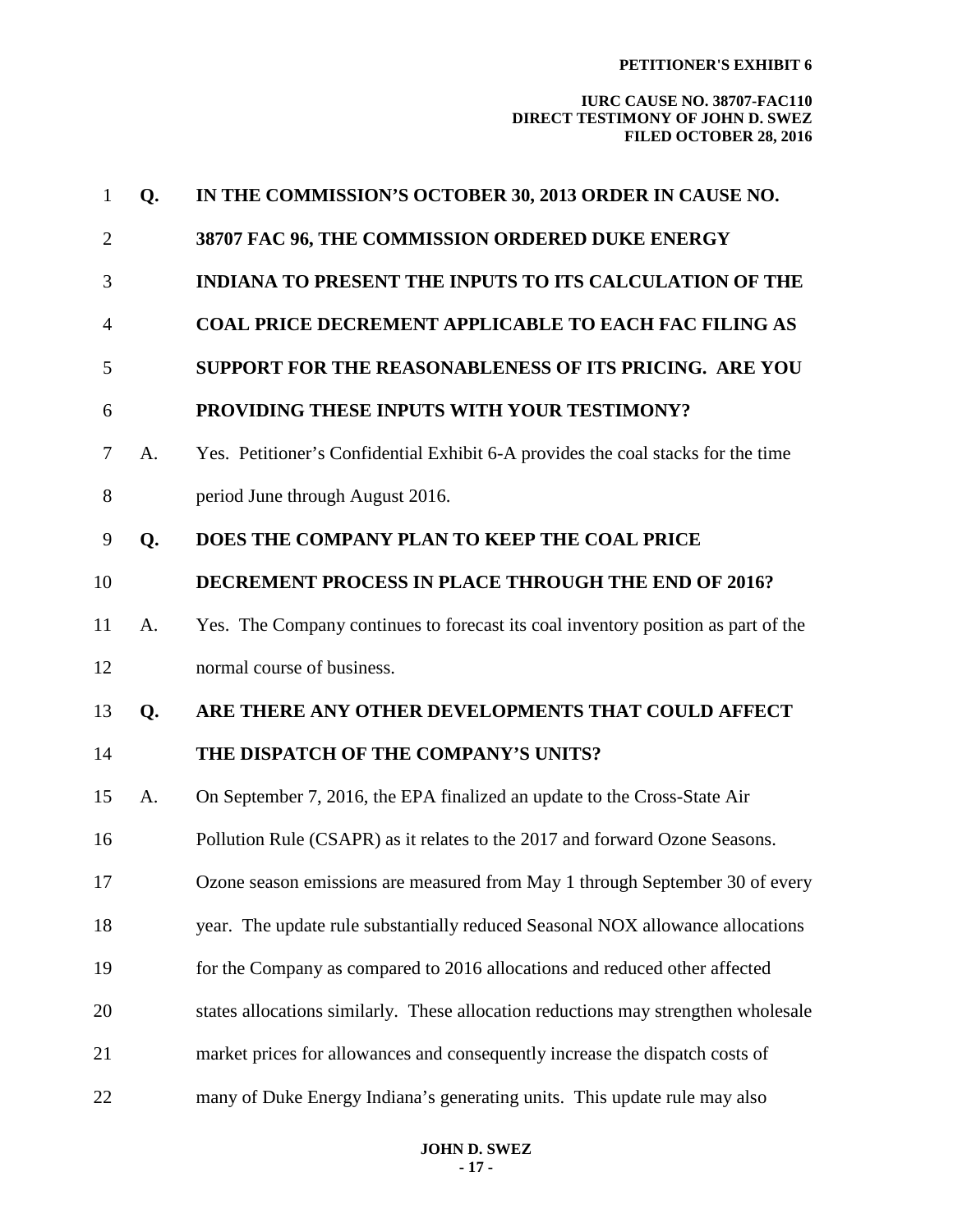**Q. IN THE COMMISSION'S OCTOBER 30, 2013 ORDER IN CAUSE NO. 38707 FAC 96, THE COMMISSION ORDERED DUKE ENERGY INDIANA TO PRESENT THE INPUTS TO ITS CALCULATION OF THE COAL PRICE DECREMENT APPLICABLE TO EACH FAC FILING AS SUPPORT FOR THE REASONABLENESS OF ITS PRICING. ARE YOU PROVIDING THESE INPUTS WITH YOUR TESTIMONY?**

A. Yes. Petitioner's Confidential Exhibit 6-A provides the coal stacks for the time period June through August 2016.

**Q. DOES THE COMPANY PLAN TO KEEP THE COAL PRICE DECREMENT PROCESS IN PLACE THROUGH THE END OF 2016?**

A. Yes. The Company continues to forecast its coal inventory position as part of the normal course of business.

**Q. ARE THERE ANY OTHER DEVELOPMENTS THAT COULD AFFECT THE DISPATCH OF THE COMPANY'S UNITS?**

A. On September 7, 2016, the EPA finalized an update to the Cross-State Air Pollution Rule (CSAPR) as it relates to the 2017 and forward Ozone Seasons. Ozone season emissions are measured from May 1 through September 30 of every year. The update rule substantially reduced Seasonal NOX allowance allocations for the Company as compared to 2016 allocations and reduced other affected states allocations similarly. These allocation reductions may strengthen wholesale market prices for allowances and consequently increase the dispatch costs of many of Duke Energy Indiana's generating units. This update rule may also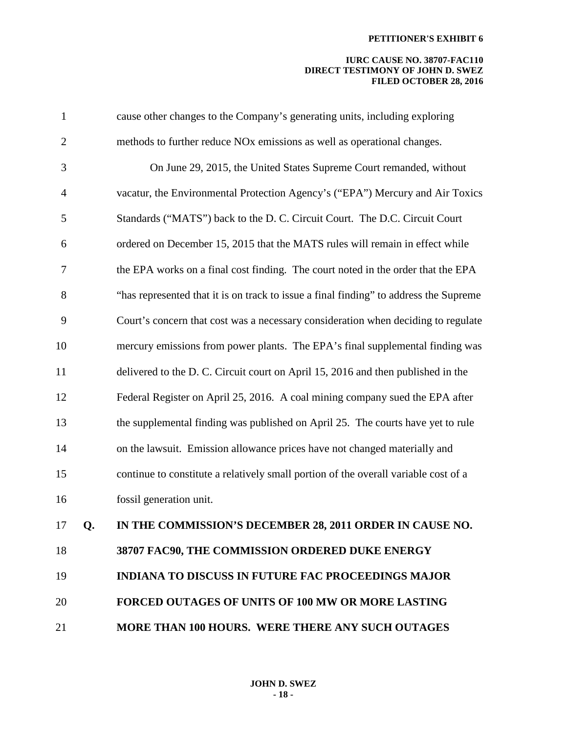cause other changes to the Company's generating units, including exploring methods to further reduce NOx emissions as well as operational changes.

On June 29, 2015, the United States Supreme Court remanded, without vacatur, the Environmental Protection Agency's ("EPA") Mercury and Air Toxics Standards ("MATS") back to the D. C. Circuit Court. The D.C. Circuit Court ordered on December 15, 2015 that the MATS rules will remain in effect while the EPA works on a final cost finding. The court noted in the order that the EPA "has represented that it is on track to issue a final finding" to address the Supreme Court's concern that cost was a necessary consideration when deciding to regulate mercury emissions from power plants. The EPA's final supplemental finding was delivered to the D. C. Circuit court on April 15, 2016 and then published in the Federal Register on April 25, 2016. A coal mining company sued the EPA after the supplemental finding was published on April 25. The courts have yet to rule on the lawsuit. Emission allowance prices have not changed materially and continue to constitute a relatively small portion of the overall variable cost of a fossil generation unit.

**Q. IN THE COMMISSION'S DECEMBER 28, 2011 ORDER IN CAUSE NO. 38707 FAC90, THE COMMISSION ORDERED DUKE ENERGY INDIANA TO DISCUSS IN FUTURE FAC PROCEEDINGS MAJOR FORCED OUTAGES OF UNITS OF 100 MW OR MORE LASTING MORE THAN 100 HOURS. WERE THERE ANY SUCH OUTAGES**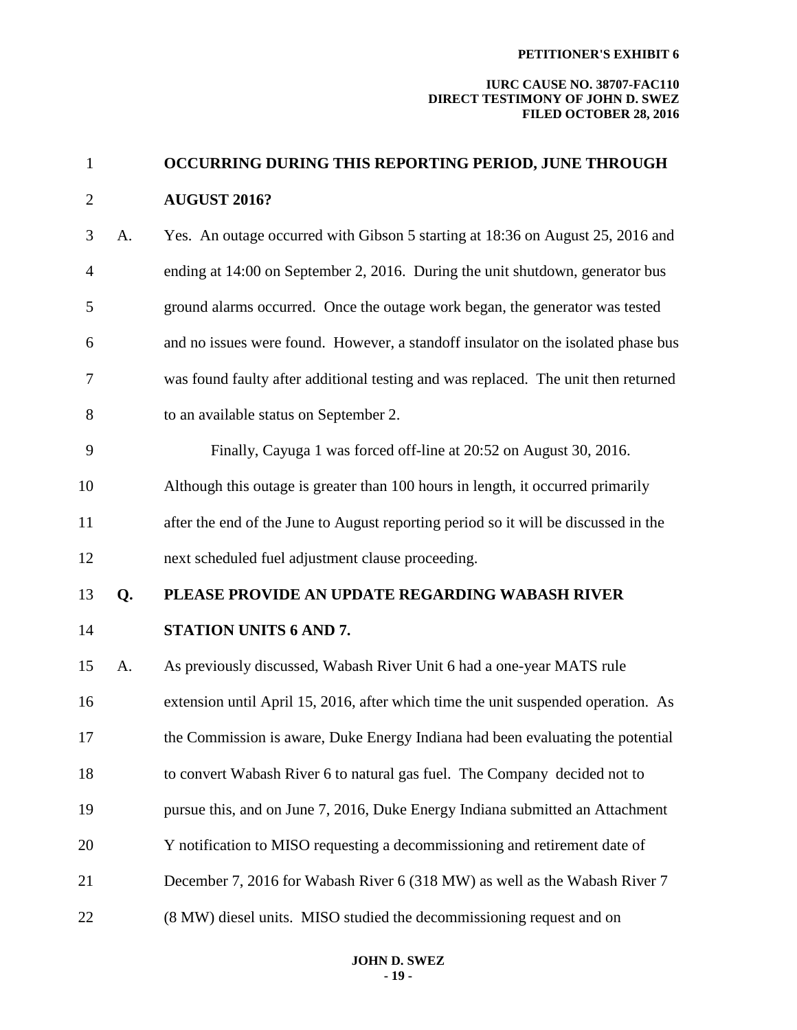**OCCURRING DURING THIS REPORTING PERIOD, JUNE THROUGH AUGUST 2016?**

A. Yes. An outage occurred with Gibson 5 starting at 18:36 on August 25, 2016 and ending at 14:00 on September 2, 2016. During the unit shutdown, generator bus ground alarms occurred. Once the outage work began, the generator was tested and no issues were found. However, a standoff insulator on the isolated phase bus was found faulty after additional testing and was replaced. The unit then returned to an available status on September 2.

Finally, Cayuga 1 was forced off-line at 20:52 on August 30, 2016. Although this outage is greater than 100 hours in length, it occurred primarily after the end of the June to August reporting period so it will be discussed in the next scheduled fuel adjustment clause proceeding.

**Q. PLEASE PROVIDE AN UPDATE REGARDING WABASH RIVER STATION UNITS 6 AND 7.**

A. As previously discussed, Wabash River Unit 6 had a one-year MATS rule extension until April 15, 2016, after which time the unit suspended operation. As the Commission is aware, Duke Energy Indiana had been evaluating the potential to convert Wabash River 6 to natural gas fuel. The Company decided not to pursue this, and on June 7, 2016, Duke Energy Indiana submitted an Attachment Y notification to MISO requesting a decommissioning and retirement date of December 7, 2016 for Wabash River 6 (318 MW) as well as the Wabash River 7 (8 MW) diesel units. MISO studied the decommissioning request and on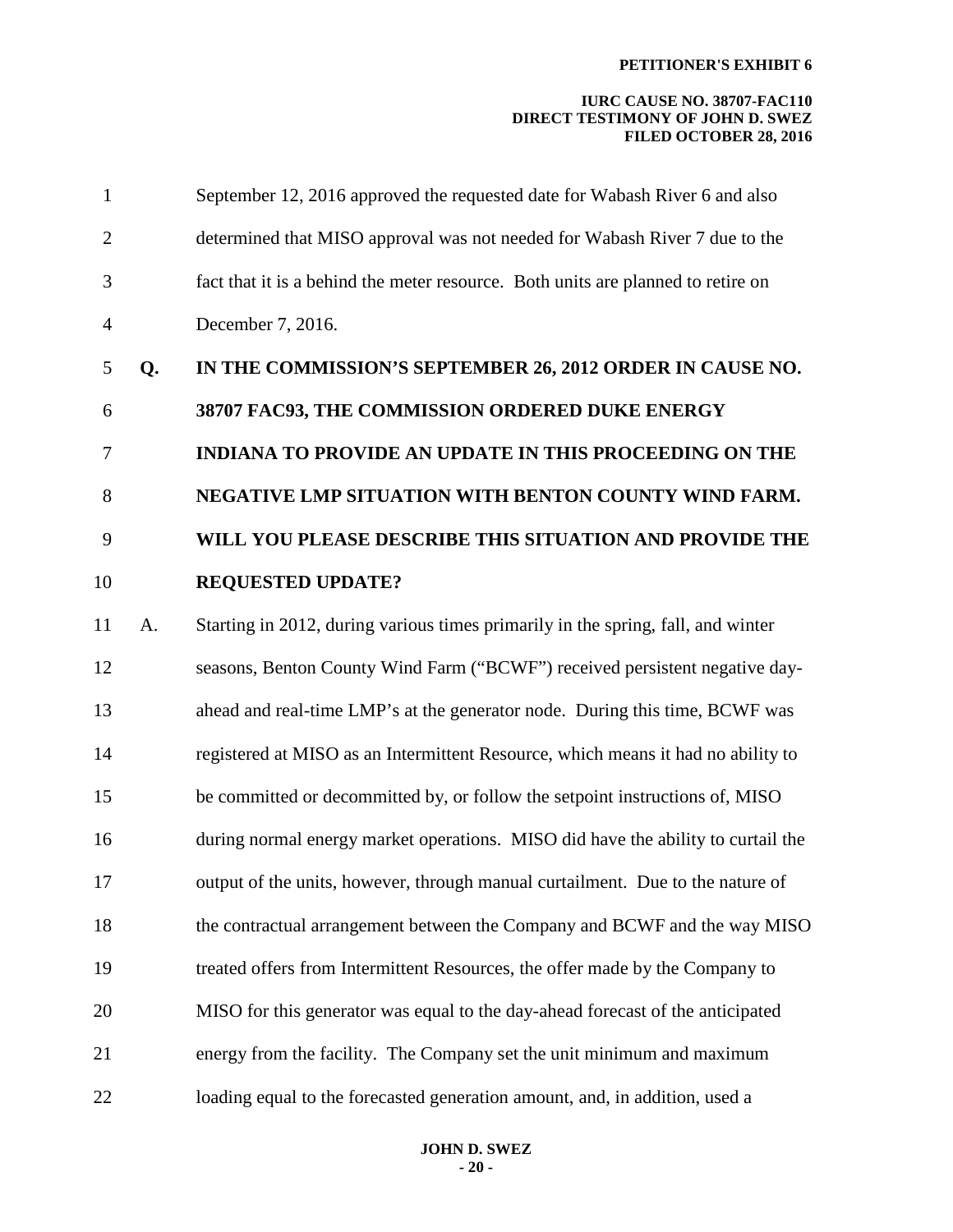September 12, 2016 approved the requested date for Wabash River 6 and also determined that MISO approval was not needed for Wabash River 7 due to the fact that it is a behind the meter resource. Both units are planned to retire on December 7, 2016.

**Q. IN THE COMMISSION'S SEPTEMBER 26, 2012 ORDER IN CAUSE NO. 38707 FAC93, THE COMMISSION ORDERED DUKE ENERGY INDIANA TO PROVIDE AN UPDATE IN THIS PROCEEDING ON THE NEGATIVE LMP SITUATION WITH BENTON COUNTY WIND FARM. WILL YOU PLEASE DESCRIBE THIS SITUATION AND PROVIDE THE REQUESTED UPDATE?**

A. Starting in 2012, during various times primarily in the spring, fall, and winter seasons, Benton County Wind Farm ("BCWF") received persistent negative day-ahead and real-time LMP's at the generator node. During this time, BCWF was registered at MISO as an Intermittent Resource, which means it had no ability to be committed or decommitted by, or follow the setpoint instructions of, MISO during normal energy market operations. MISO did have the ability to curtail the output of the units, however, through manual curtailment. Due to the nature of the contractual arrangement between the Company and BCWF and the way MISO treated offers from Intermittent Resources, the offer made by the Company to MISO for this generator was equal to the day-ahead forecast of the anticipated energy from the facility. The Company set the unit minimum and maximum loading equal to the forecasted generation amount, and, in addition, used a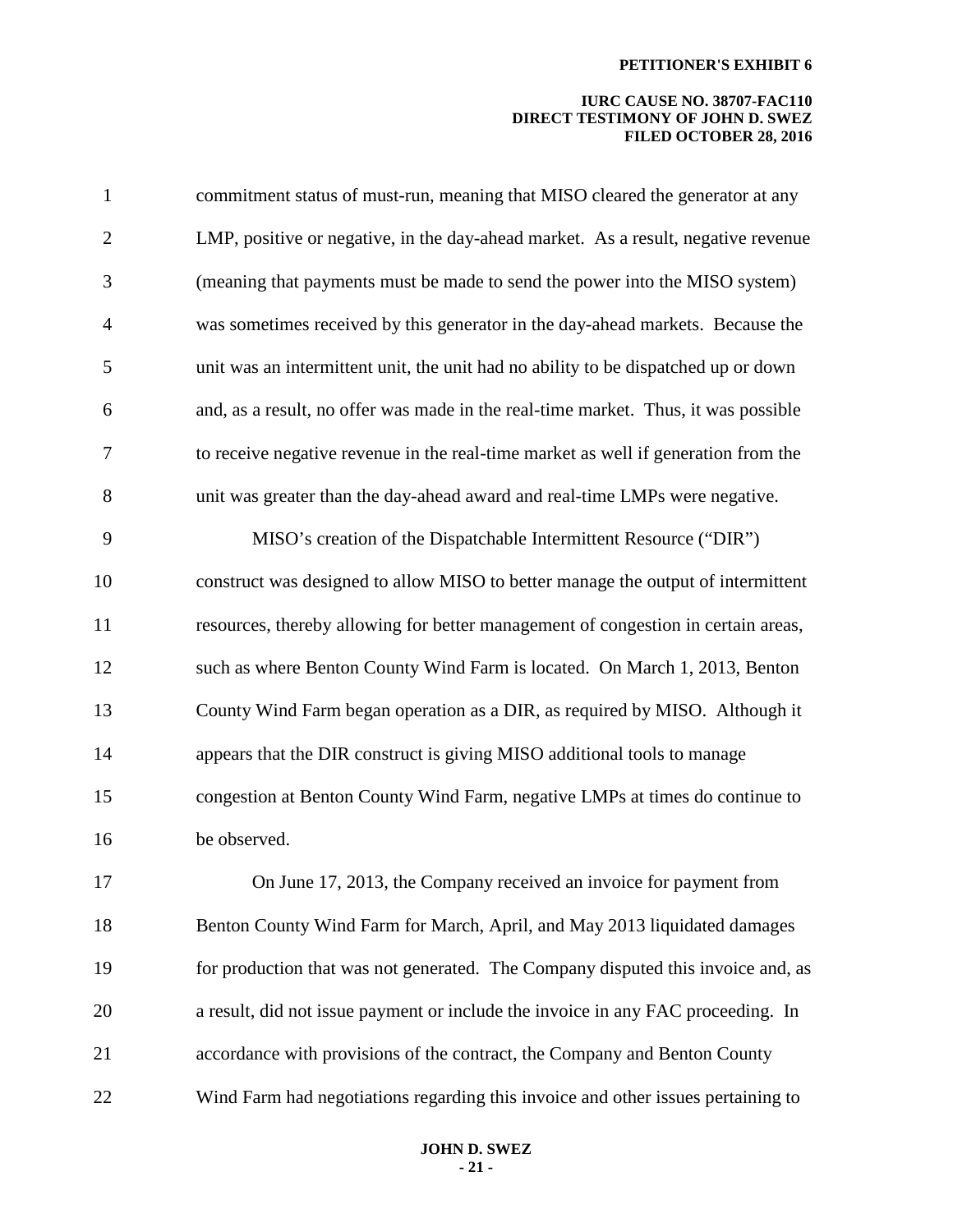commitment status of must-run, meaning that MISO cleared the generator at any LMP, positive or negative, in the day-ahead market. As a result, negative revenue (meaning that payments must be made to send the power into the MISO system) was sometimes received by this generator in the day-ahead markets. Because the unit was an intermittent unit, the unit had no ability to be dispatched up or down and, as a result, no offer was made in the real-time market. Thus, it was possible to receive negative revenue in the real-time market as well if generation from the unit was greater than the day-ahead award and real-time LMPs were negative.

MISO's creation of the Dispatchable Intermittent Resource ("DIR") construct was designed to allow MISO to better manage the output of intermittent resources, thereby allowing for better management of congestion in certain areas, such as where Benton County Wind Farm is located. On March 1, 2013, Benton County Wind Farm began operation as a DIR, as required by MISO. Although it appears that the DIR construct is giving MISO additional tools to manage congestion at Benton County Wind Farm, negative LMPs at times do continue to be observed.

On June 17, 2013, the Company received an invoice for payment from Benton County Wind Farm for March, April, and May 2013 liquidated damages for production that was not generated. The Company disputed this invoice and, as a result, did not issue payment or include the invoice in any FAC proceeding. In accordance with provisions of the contract, the Company and Benton County Wind Farm had negotiations regarding this invoice and other issues pertaining to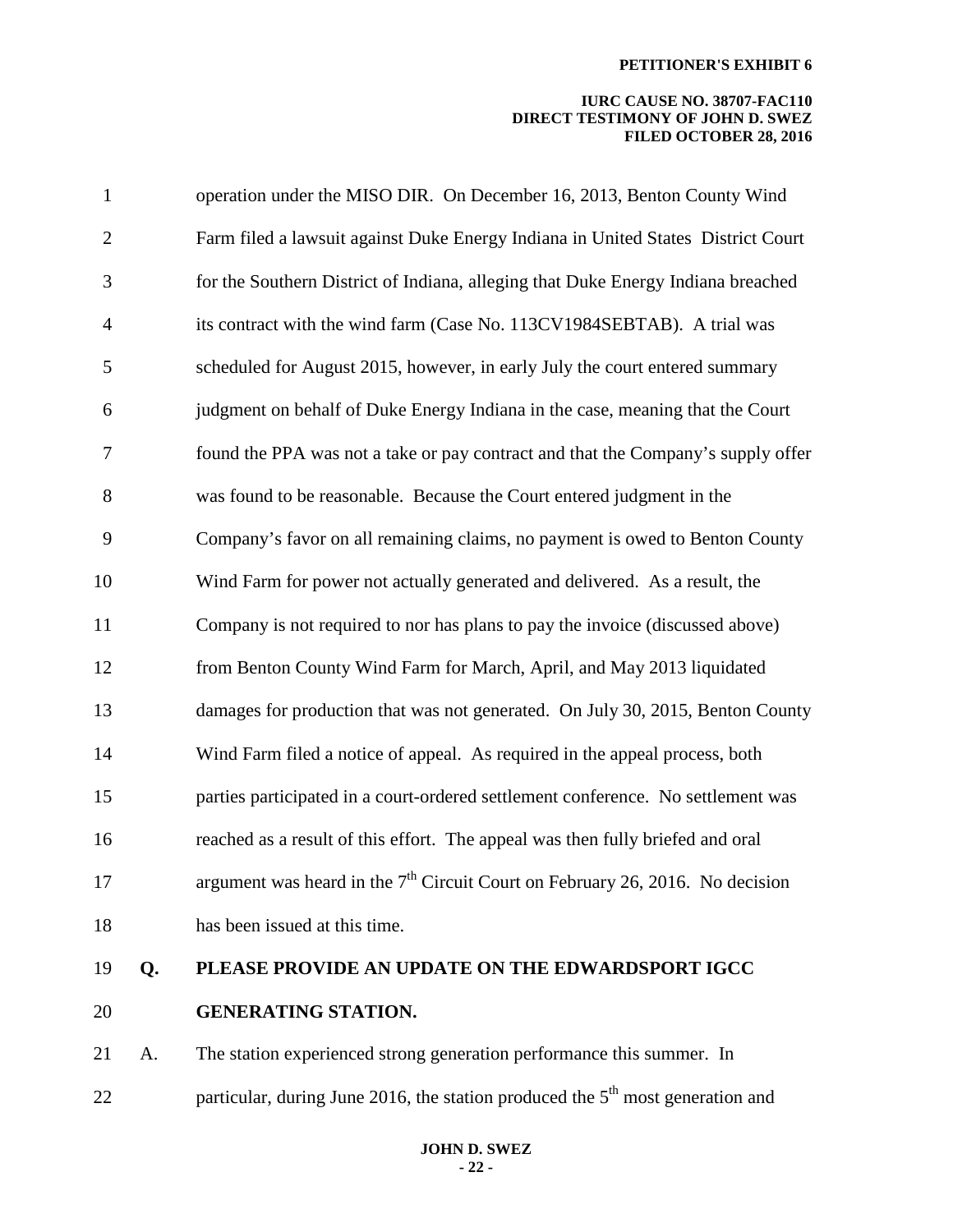operation under the MISO DIR. On December 16, 2013, Benton County Wind Farm filed a lawsuit against Duke Energy Indiana in United States District Court for the Southern District of Indiana, alleging that Duke Energy Indiana breached its contract with the wind farm (Case No. 113CV1984SEBTAB). A trial was scheduled for August 2015, however, in early July the court entered summary judgment on behalf of Duke Energy Indiana in the case, meaning that the Court found the PPA was not a take or pay contract and that the Company's supply offer was found to be reasonable. Because the Court entered judgment in the Company's favor on all remaining claims, no payment is owed to Benton County Wind Farm for power not actually generated and delivered. As a result, the Company is not required to nor has plans to pay the invoice (discussed above) from Benton County Wind Farm for March, April, and May 2013 liquidated damages for production that was not generated. On July 30, 2015, Benton County Wind Farm filed a notice of appeal. As required in the appeal process, both parties participated in a court-ordered settlement conference. No settlement was reached as a result of this effort. The appeal was then fully briefed and oral argument was heard in the 7th Circuit Court on February 26, 2016. No decision has been issued at this time.

**Q. PLEASE PROVIDE AN UPDATE ON THE EDWARDSPORT IGCC GENERATING STATION.**

A. The station experienced strong generation performance this summer. In particular, during June 2016, the station produced the 5th most generation and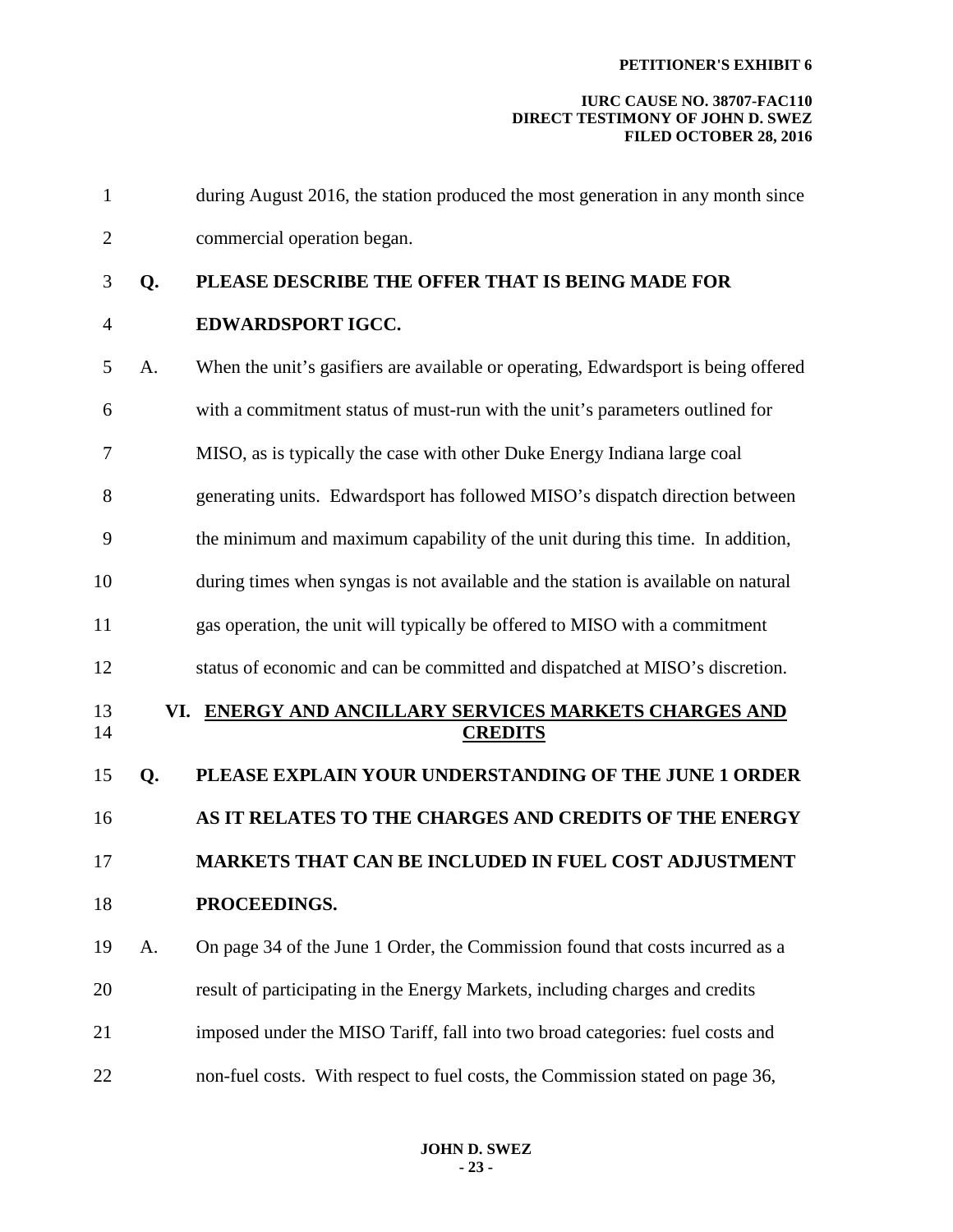during August 2016, the station produced the most generation in any month since commercial operation began.

**Q. PLEASE DESCRIBE THE OFFER THAT IS BEING MADE FOR EDWARDSPORT IGCC.**

A. When the unit's gasifiers are available or operating, Edwardsport is being offered with a commitment status of must-run with the unit's parameters outlined for MISO, as is typically the case with other Duke Energy Indiana large coal generating units. Edwardsport has followed MISO's dispatch direction between the minimum and maximum capability of the unit during this time. In addition, during times when syngas is not available and the station is available on natural gas operation, the unit will typically be offered to MISO with a commitment status of economic and can be committed and dispatched at MISO's discretion.

## VI. ENERGY AND ANCILLARY SERVICES MARKETS CHARGES AND CREDITS

**Q. PLEASE EXPLAIN YOUR UNDERSTANDING OF THE JUNE 1 ORDER AS IT RELATES TO THE CHARGES AND CREDITS OF THE ENERGY MARKETS THAT CAN BE INCLUDED IN FUEL COST ADJUSTMENT PROCEEDINGS.**

A. On page 34 of the June 1 Order, the Commission found that costs incurred as a result of participating in the Energy Markets, including charges and credits imposed under the MISO Tariff, fall into two broad categories: fuel costs and non-fuel costs. With respect to fuel costs, the Commission stated on page 36,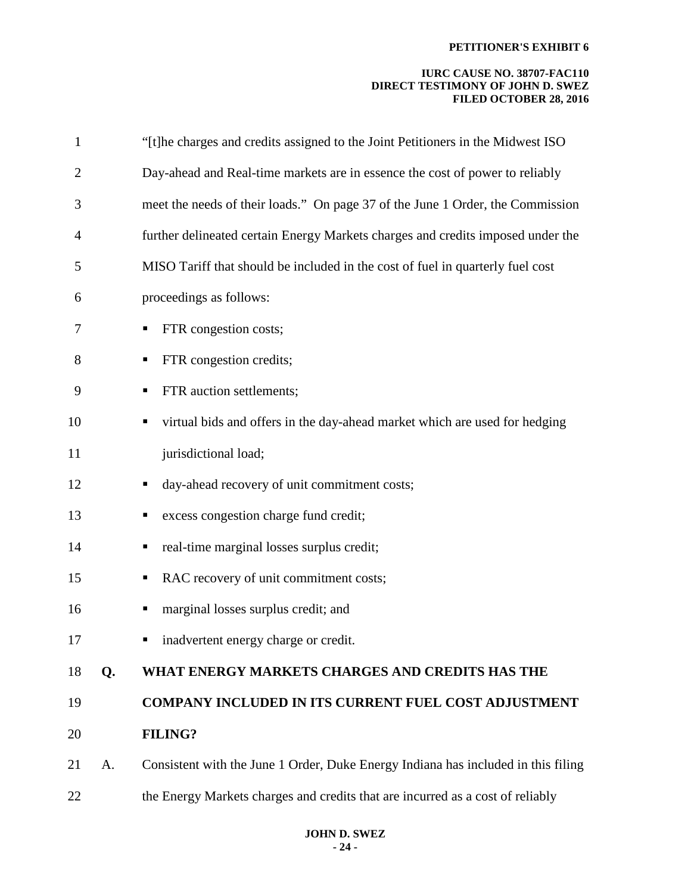"[t]he charges and credits assigned to the Joint Petitioners in the Midwest ISO Day-ahead and Real-time markets are in essence the cost of power to reliably meet the needs of their loads." On page 37 of the June 1 Order, the Commission further delineated certain Energy Markets charges and credits imposed under the MISO Tariff that should be included in the cost of fuel in quarterly fuel cost proceedings as follows:

- FTR congestion costs;
- FTR congestion credits;
- FTR auction settlements;
- virtual bids and offers in the day-ahead market which are used for hedging jurisdictional load;
- day-ahead recovery of unit commitment costs;
- excess congestion charge fund credit;
- real-time marginal losses surplus credit;
- RAC recovery of unit commitment costs;
- marginal losses surplus credit; and
- inadvertent energy charge or credit.

**Q. WHAT ENERGY MARKETS CHARGES AND CREDITS HAS THE COMPANY INCLUDED IN ITS CURRENT FUEL COST ADJUSTMENT FILING?**

A. Consistent with the June 1 Order, Duke Energy Indiana has included in this filing the Energy Markets charges and credits that are incurred as a cost of reliably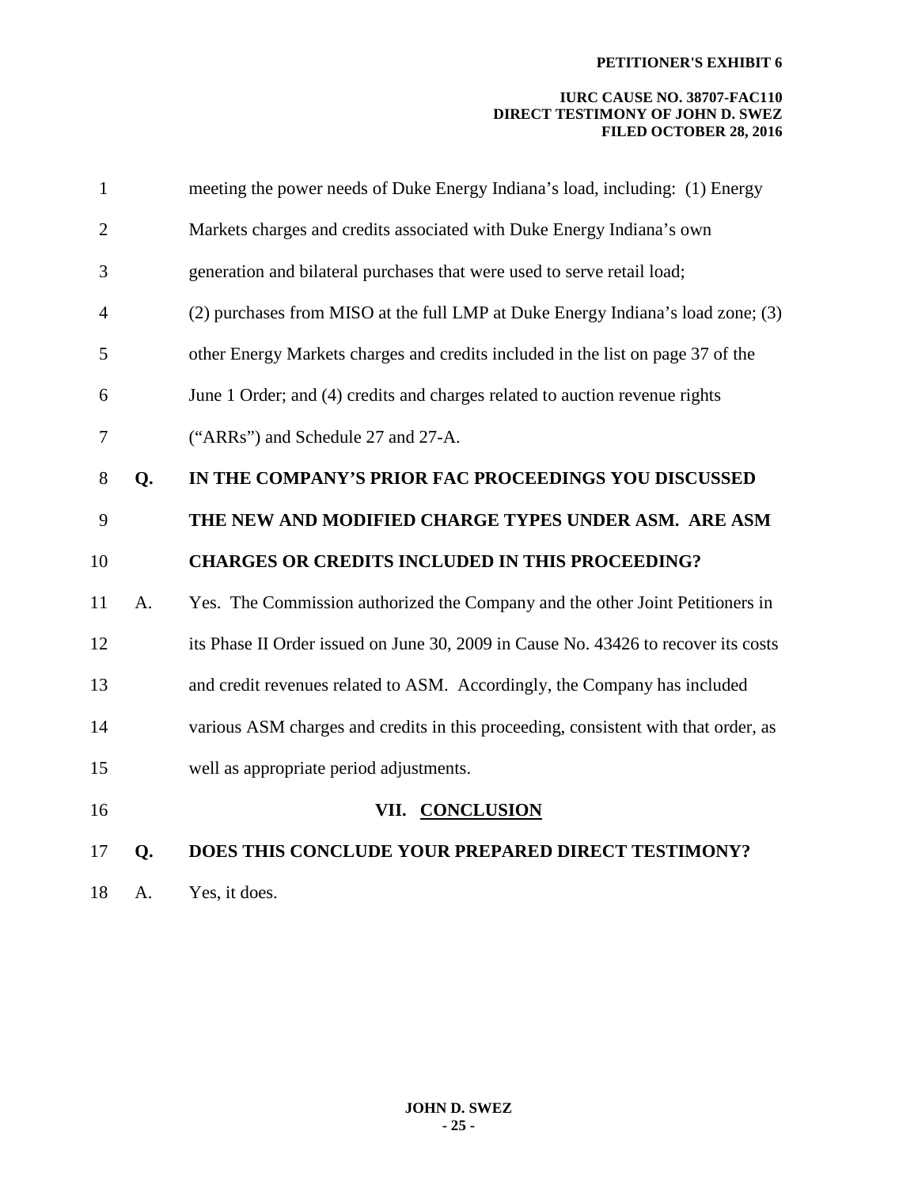meeting the power needs of Duke Energy Indiana's load, including: (1) Energy Markets charges and credits associated with Duke Energy Indiana's own generation and bilateral purchases that were used to serve retail load; (2) purchases from MISO at the full LMP at Duke Energy Indiana's load zone; (3) other Energy Markets charges and credits included in the list on page 37 of the June 1 Order; and (4) credits and charges related to auction revenue rights ("ARRs") and Schedule 27 and 27-A.

**Q. IN THE COMPANY'S PRIOR FAC PROCEEDINGS YOU DISCUSSED THE NEW AND MODIFIED CHARGE TYPES UNDER ASM. ARE ASM CHARGES OR CREDITS INCLUDED IN THIS PROCEEDING?**

A. Yes. The Commission authorized the Company and the other Joint Petitioners in its Phase II Order issued on June 30, 2009 in Cause No. 43426 to recover its costs and credit revenues related to ASM. Accordingly, the Company has included various ASM charges and credits in this proceeding, consistent with that order, as well as appropriate period adjustments.

## VII. CONCLUSION

**Q. DOES THIS CONCLUDE YOUR PREPARED DIRECT TESTIMONY?**

A. Yes, it does.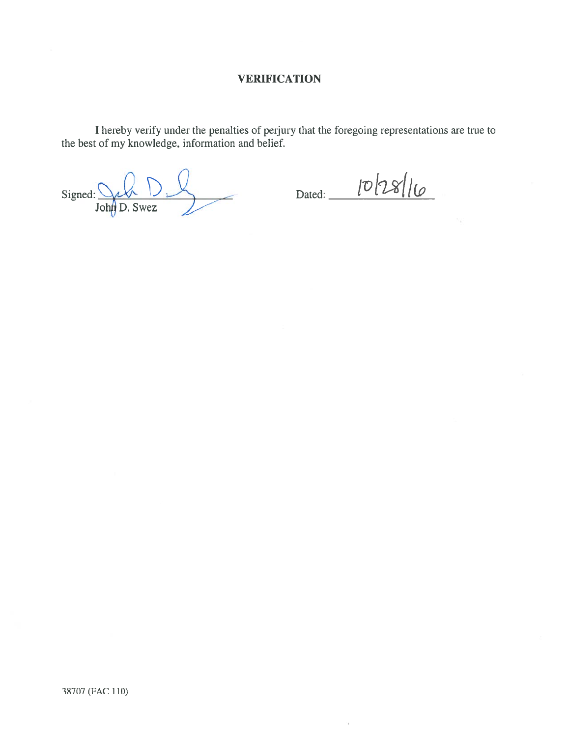## VERIFICATION

I hereby verify under the penalties of perjury that the foregoing representations are true to the best of my knowledge, information and belief.

Signed: ______________________
John D. Swez

Dated: 10/28/16

38707 (FAC 110)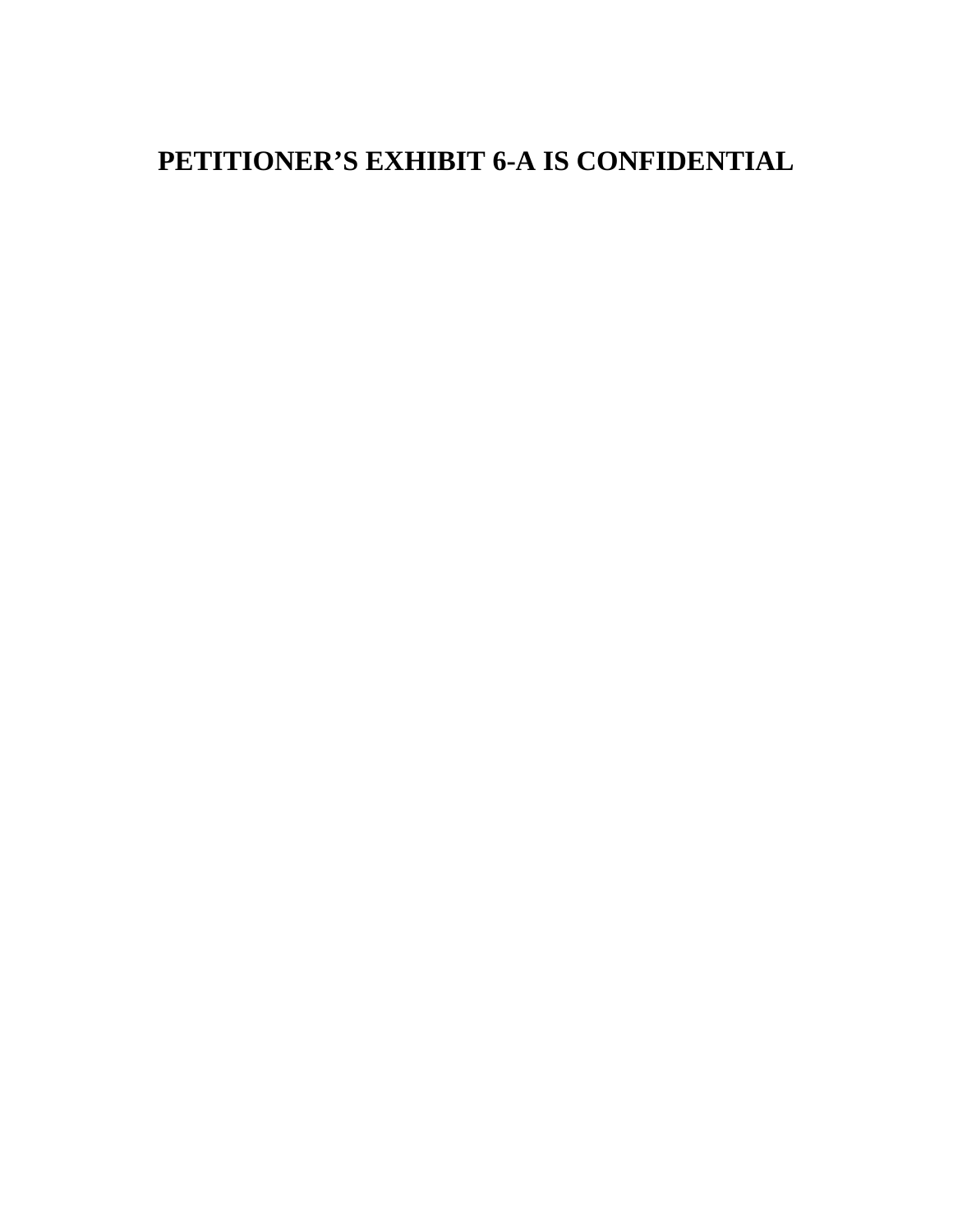**PETITIONER'S EXHIBIT 6-A IS CONFIDENTIAL**